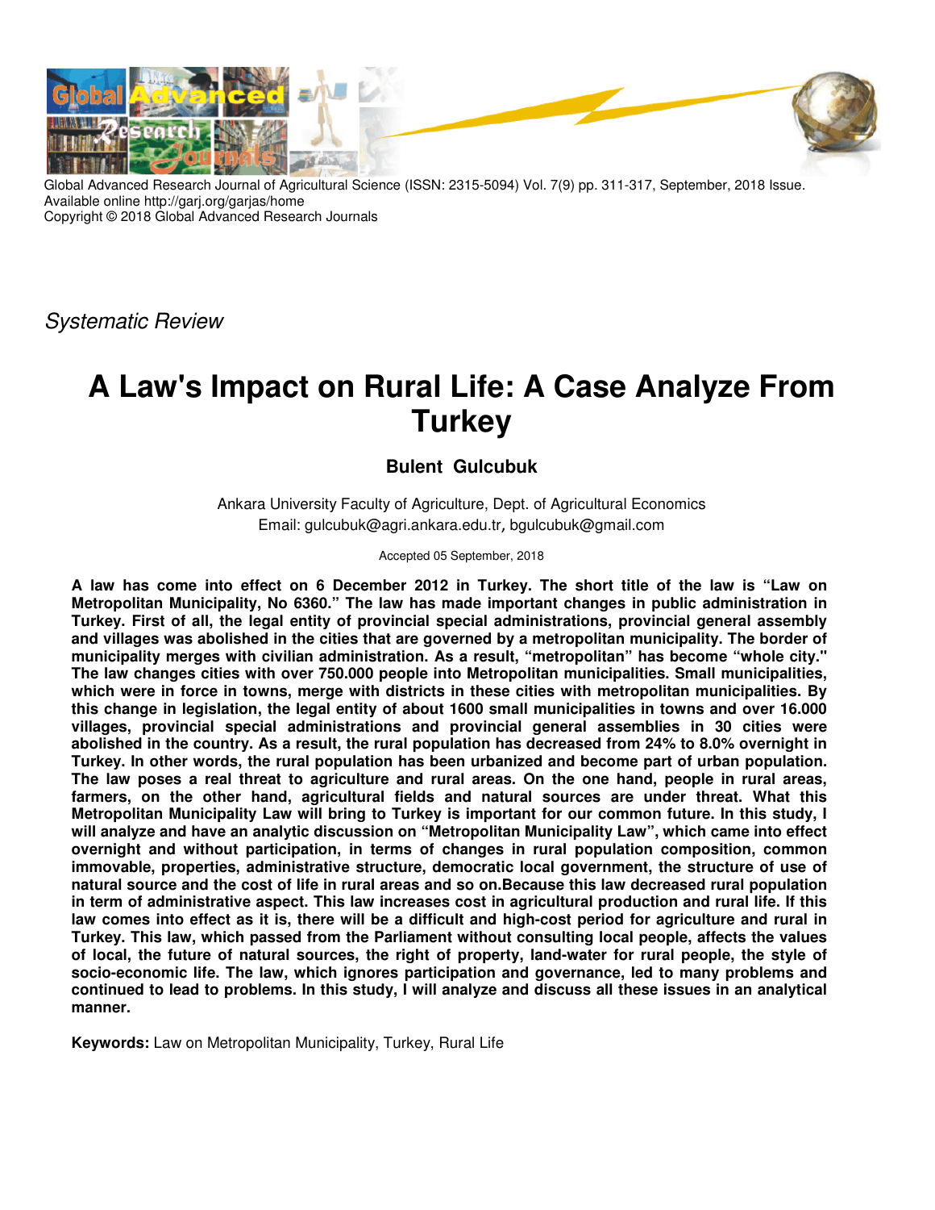Global Advanced Research Journal of Agricultural Science (ISSN: 2315-5094) Vol. 7(9) pp. 311-317, September, 2018 Issue.
Available online http://garj.org/garjas/home
Copyright © 2018 Global Advanced Research Journals

*Systematic Review*

# A Law's Impact on Rural Life: A Case Analyze From Turkey

**Bulent Gulcubuk**

Ankara University Faculty of Agriculture, Dept. of Agricultural Economics
Email: gulcubuk@agri.ankara.edu.tr, bgulcubuk@gmail.com

Accepted 05 September, 2018

**A law has come into effect on 6 December 2012 in Turkey. The short title of the law is "Law on Metropolitan Municipality, No 6360." The law has made important changes in public administration in Turkey. First of all, the legal entity of provincial special administrations, provincial general assembly and villages was abolished in the cities that are governed by a metropolitan municipality. The border of municipality merges with civilian administration. As a result, "metropolitan" has become "whole city." The law changes cities with over 750.000 people into Metropolitan municipalities. Small municipalities, which were in force in towns, merge with districts in these cities with metropolitan municipalities. By this change in legislation, the legal entity of about 1600 small municipalities in towns and over 16.000 villages, provincial special administrations and provincial general assemblies in 30 cities were abolished in the country. As a result, the rural population has decreased from 24% to 8.0% overnight in Turkey. In other words, the rural population has been urbanized and become part of urban population. The law poses a real threat to agriculture and rural areas. On the one hand, people in rural areas, farmers, on the other hand, agricultural fields and natural sources are under threat. What this Metropolitan Municipality Law will bring to Turkey is important for our common future. In this study, I will analyze and have an analytic discussion on "Metropolitan Municipality Law", which came into effect overnight and without participation, in terms of changes in rural population composition, common immovable, properties, administrative structure, democratic local government, the structure of use of natural source and the cost of life in rural areas and so on.Because this law decreased rural population in term of administrative aspect. This law increases cost in agricultural production and rural life. If this law comes into effect as it is, there will be a difficult and high-cost period for agriculture and rural in Turkey. This law, which passed from the Parliament without consulting local people, affects the values of local, the future of natural sources, the right of property, land-water for rural people, the style of socio-economic life. The law, which ignores participation and governance, led to many problems and continued to lead to problems. In this study, I will analyze and discuss all these issues in an analytical manner.**

**Keywords:** Law on Metropolitan Municipality, Turkey, Rural Life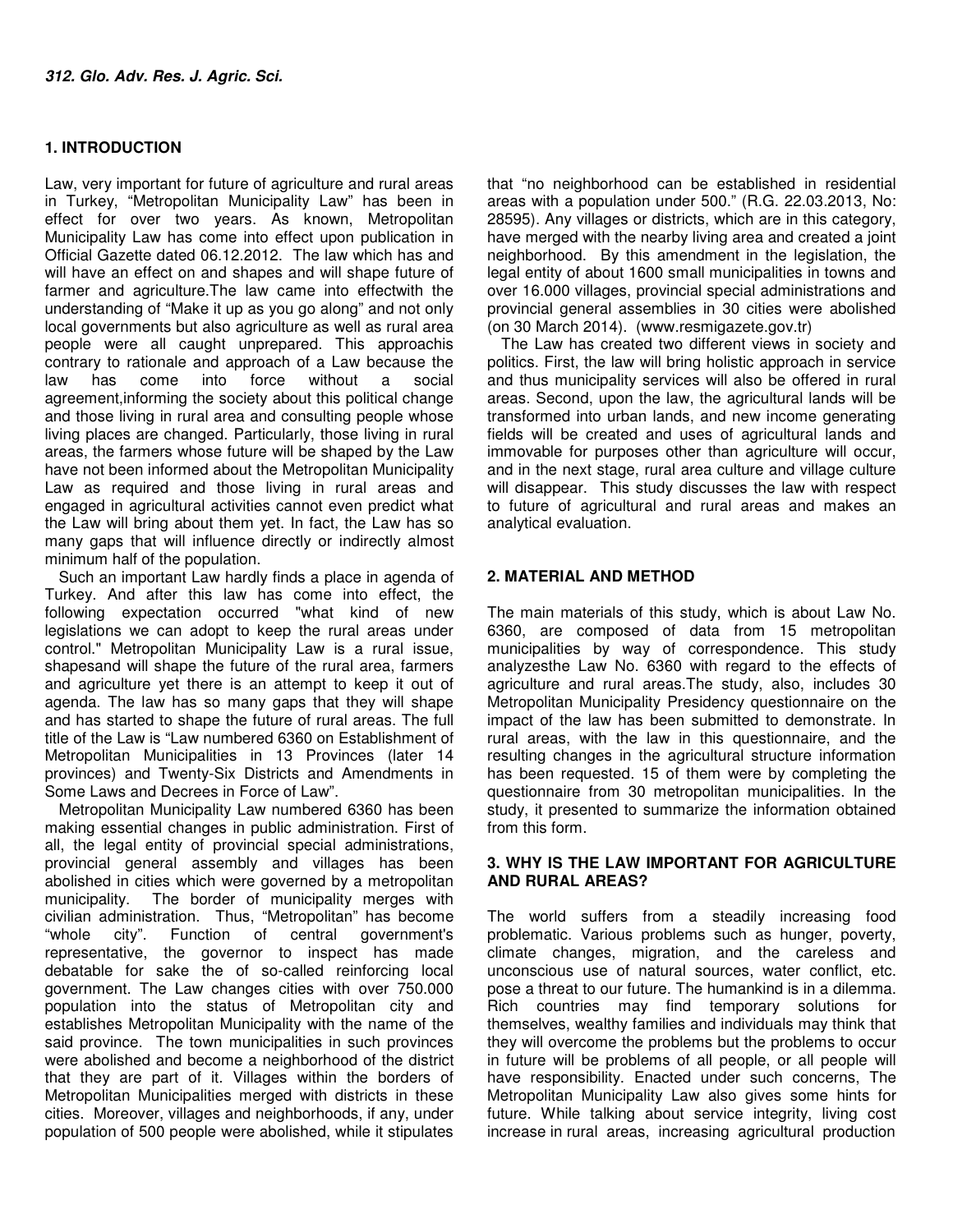## 1. INTRODUCTION

Law, very important for future of agriculture and rural areas in Turkey, "Metropolitan Municipality Law" has been in effect for over two years. As known, Metropolitan Municipality Law has come into effect upon publication in Official Gazette dated 06.12.2012. The law which has and will have an effect on and shapes and will shape future of farmer and agriculture.The law came into effectwith the understanding of "Make it up as you go along" and not only local governments but also agriculture as well as rural area people were all caught unprepared. This approachis contrary to rationale and approach of a Law because the law has come into force without a social agreement,informing the society about this political change and those living in rural area and consulting people whose living places are changed. Particularly, those living in rural areas, the farmers whose future will be shaped by the Law have not been informed about the Metropolitan Municipality Law as required and those living in rural areas and engaged in agricultural activities cannot even predict what the Law will bring about them yet. In fact, the Law has so many gaps that will influence directly or indirectly almost minimum half of the population.

Such an important Law hardly finds a place in agenda of Turkey. And after this law has come into effect, the following expectation occurred "what kind of new legislations we can adopt to keep the rural areas under control." Metropolitan Municipality Law is a rural issue, shapesand will shape the future of the rural area, farmers and agriculture yet there is an attempt to keep it out of agenda. The law has so many gaps that they will shape and has started to shape the future of rural areas. The full title of the Law is "Law numbered 6360 on Establishment of Metropolitan Municipalities in 13 Provinces (later 14 provinces) and Twenty-Six Districts and Amendments in Some Laws and Decrees in Force of Law".

Metropolitan Municipality Law numbered 6360 has been making essential changes in public administration. First of all, the legal entity of provincial special administrations, provincial general assembly and villages has been abolished in cities which were governed by a metropolitan municipality. The border of municipality merges with civilian administration. Thus, "Metropolitan" has become "whole city". Function of central government's representative, the governor to inspect has made debatable for sake the of so-called reinforcing local government. The Law changes cities with over 750.000 population into the status of Metropolitan city and establishes Metropolitan Municipality with the name of the said province. The town municipalities in such provinces were abolished and become a neighborhood of the district that they are part of it. Villages within the borders of Metropolitan Municipalities merged with districts in these cities. Moreover, villages and neighborhoods, if any, under population of 500 people were abolished, while it stipulates that "no neighborhood can be established in residential areas with a population under 500." (R.G. 22.03.2013, No: 28595). Any villages or districts, which are in this category, have merged with the nearby living area and created a joint neighborhood. By this amendment in the legislation, the legal entity of about 1600 small municipalities in towns and over 16.000 villages, provincial special administrations and provincial general assemblies in 30 cities were abolished (on 30 March 2014). (www.resmigazete.gov.tr)

The Law has created two different views in society and politics. First, the law will bring holistic approach in service and thus municipality services will also be offered in rural areas. Second, upon the law, the agricultural lands will be transformed into urban lands, and new income generating fields will be created and uses of agricultural lands and immovable for purposes other than agriculture will occur, and in the next stage, rural area culture and village culture will disappear. This study discusses the law with respect to future of agricultural and rural areas and makes an analytical evaluation.

## 2. MATERIAL AND METHOD

The main materials of this study, which is about Law No. 6360, are composed of data from 15 metropolitan municipalities by way of correspondence. This study analyzesthe Law No. 6360 with regard to the effects of agriculture and rural areas.The study, also, includes 30 Metropolitan Municipality Presidency questionnaire on the impact of the law has been submitted to demonstrate. In rural areas, with the law in this questionnaire, and the resulting changes in the agricultural structure information has been requested. 15 of them were by completing the questionnaire from 30 metropolitan municipalities. In the study, it presented to summarize the information obtained from this form.

## 3. WHY IS THE LAW IMPORTANT FOR AGRICULTURE AND RURAL AREAS?

The world suffers from a steadily increasing food problematic. Various problems such as hunger, poverty, climate changes, migration, and the careless and unconscious use of natural sources, water conflict, etc. pose a threat to our future. The humankind is in a dilemma. Rich countries may find temporary solutions for themselves, wealthy families and individuals may think that they will overcome the problems but the problems to occur in future will be problems of all people, or all people will have responsibility. Enacted under such concerns, The Metropolitan Municipality Law also gives some hints for future. While talking about service integrity, living cost increase in rural areas, increasing agricultural production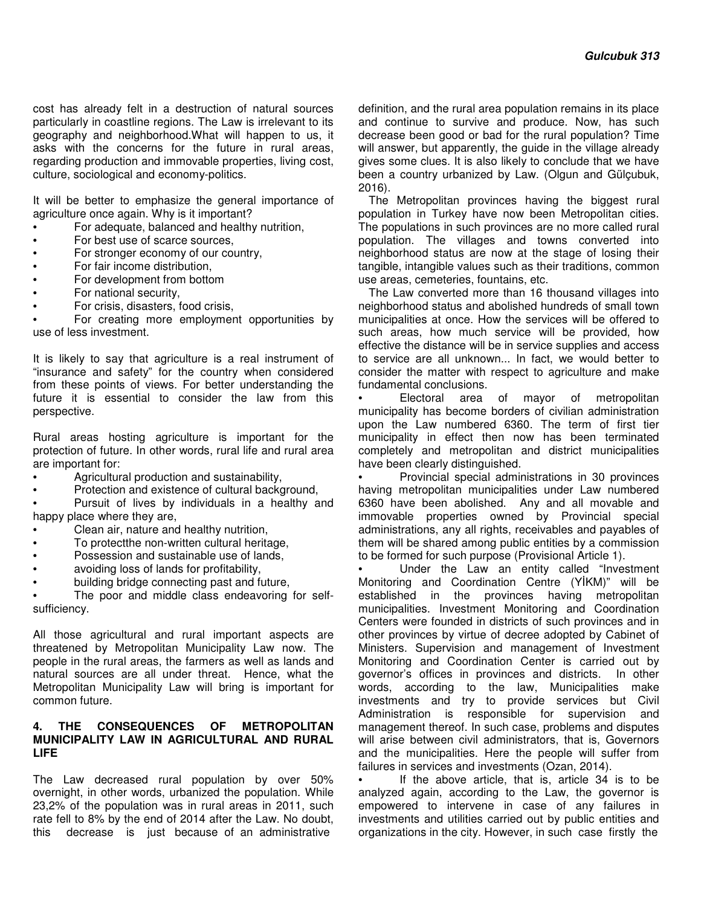cost has already felt in a destruction of natural sources particularly in coastline regions. The Law is irrelevant to its geography and neighborhood.What will happen to us, it asks with the concerns for the future in rural areas, regarding production and immovable properties, living cost, culture, sociological and economy-politics.

It will be better to emphasize the general importance of agriculture once again. Why is it important?

- For adequate, balanced and healthy nutrition,
- For best use of scarce sources,
- For stronger economy of our country,
- For fair income distribution,
- For development from bottom
- For national security,
- For crisis, disasters, food crisis,
- For creating more employment opportunities by use of less investment.

It is likely to say that agriculture is a real instrument of "insurance and safety" for the country when considered from these points of views. For better understanding the future it is essential to consider the law from this perspective.

Rural areas hosting agriculture is important for the protection of future. In other words, rural life and rural area are important for:

- Agricultural production and sustainability,
- Protection and existence of cultural background,
- Pursuit of lives by individuals in a healthy and happy place where they are,
- Clean air, nature and healthy nutrition,
- To protectthe non-written cultural heritage,
- Possession and sustainable use of lands,
- avoiding loss of lands for profitability,
- building bridge connecting past and future,
- The poor and middle class endeavoring for self-sufficiency.

All those agricultural and rural important aspects are threatened by Metropolitan Municipality Law now. The people in the rural areas, the farmers as well as lands and natural sources are all under threat. Hence, what the Metropolitan Municipality Law will bring is important for common future.

## 4. THE CONSEQUENCES OF METROPOLITAN MUNICIPALITY LAW IN AGRICULTURAL AND RURAL LIFE

The Law decreased rural population by over 50% overnight, in other words, urbanized the population. While 23,2% of the population was in rural areas in 2011, such rate fell to 8% by the end of 2014 after the Law. No doubt, this decrease is just because of an administrative definition, and the rural area population remains in its place and continue to survive and produce. Now, has such decrease been good or bad for the rural population? Time will answer, but apparently, the guide in the village already gives some clues. It is also likely to conclude that we have been a country urbanized by Law. (Olgun and Gülçubuk, 2016).

The Metropolitan provinces having the biggest rural population in Turkey have now been Metropolitan cities. The populations in such provinces are no more called rural population. The villages and towns converted into neighborhood status are now at the stage of losing their tangible, intangible values such as their traditions, common use areas, cemeteries, fountains, etc.

The Law converted more than 16 thousand villages into neighborhood status and abolished hundreds of small town municipalities at once. How the services will be offered to such areas, how much service will be provided, how effective the distance will be in service supplies and access to service are all unknown... In fact, we would better to consider the matter with respect to agriculture and make fundamental conclusions.

- Electoral area of mayor of metropolitan municipality has become borders of civilian administration upon the Law numbered 6360. The term of first tier municipality in effect then now has been terminated completely and metropolitan and district municipalities have been clearly distinguished.
- Provincial special administrations in 30 provinces having metropolitan municipalities under Law numbered 6360 have been abolished. Any and all movable and immovable properties owned by Provincial special administrations, any all rights, receivables and payables of them will be shared among public entities by a commission to be formed for such purpose (Provisional Article 1).
- Under the Law an entity called "Investment Monitoring and Coordination Centre (YİKM)" will be established in the provinces having metropolitan municipalities. Investment Monitoring and Coordination Centers were founded in districts of such provinces and in other provinces by virtue of decree adopted by Cabinet of Ministers. Supervision and management of Investment Monitoring and Coordination Center is carried out by governor's offices in provinces and districts. In other words, according to the law, Municipalities make investments and try to provide services but Civil Administration is responsible for supervision and management thereof. In such case, problems and disputes will arise between civil administrators, that is, Governors and the municipalities. Here the people will suffer from failures in services and investments (Ozan, 2014).
- If the above article, that is, article 34 is to be analyzed again, according to the Law, the governor is empowered to intervene in case of any failures in investments and utilities carried out by public entities and organizations in the city. However, in such case firstly the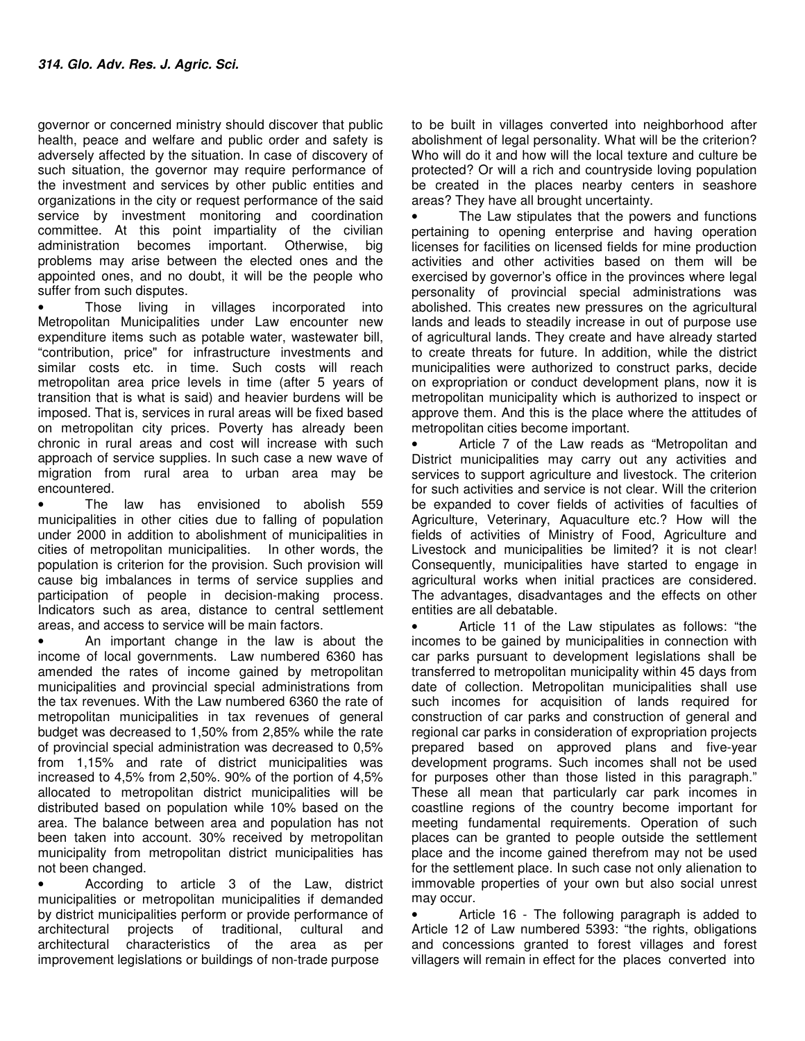governor or concerned ministry should discover that public health, peace and welfare and public order and safety is adversely affected by the situation. In case of discovery of such situation, the governor may require performance of the investment and services by other public entities and organizations in the city or request performance of the said service by investment monitoring and coordination committee. At this point impartiality of the civilian administration becomes important. Otherwise, big problems may arise between the elected ones and the appointed ones, and no doubt, it will be the people who suffer from such disputes.

- Those living in villages incorporated into Metropolitan Municipalities under Law encounter new expenditure items such as potable water, wastewater bill, "contribution, price" for infrastructure investments and similar costs etc. in time. Such costs will reach metropolitan area price levels in time (after 5 years of transition that is what is said) and heavier burdens will be imposed. That is, services in rural areas will be fixed based on metropolitan city prices. Poverty has already been chronic in rural areas and cost will increase with such approach of service supplies. In such case a new wave of migration from rural area to urban area may be encountered.
- The law has envisioned to abolish 559 municipalities in other cities due to falling of population under 2000 in addition to abolishment of municipalities in cities of metropolitan municipalities. In other words, the population is criterion for the provision. Such provision will cause big imbalances in terms of service supplies and participation of people in decision-making process. Indicators such as area, distance to central settlement areas, and access to service will be main factors.
- An important change in the law is about the income of local governments. Law numbered 6360 has amended the rates of income gained by metropolitan municipalities and provincial special administrations from the tax revenues. With the Law numbered 6360 the rate of metropolitan municipalities in tax revenues of general budget was decreased to 1,50% from 2,85% while the rate of provincial special administration was decreased to 0,5% from 1,15% and rate of district municipalities was increased to 4,5% from 2,50%. 90% of the portion of 4,5% allocated to metropolitan district municipalities will be distributed based on population while 10% based on the area. The balance between area and population has not been taken into account. 30% received by metropolitan municipality from metropolitan district municipalities has not been changed.
- According to article 3 of the Law, district municipalities or metropolitan municipalities if demanded by district municipalities perform or provide performance of architectural projects of traditional, cultural and architectural characteristics of the area as per improvement legislations or buildings of non-trade purpose to be built in villages converted into neighborhood after abolishment of legal personality. What will be the criterion? Who will do it and how will the local texture and culture be protected? Or will a rich and countryside loving population be created in the places nearby centers in seashore areas? They have all brought uncertainty.
- The Law stipulates that the powers and functions pertaining to opening enterprise and having operation licenses for facilities on licensed fields for mine production activities and other activities based on them will be exercised by governor's office in the provinces where legal personality of provincial special administrations was abolished. This creates new pressures on the agricultural lands and leads to steadily increase in out of purpose use of agricultural lands. They create and have already started to create threats for future. In addition, while the district municipalities were authorized to construct parks, decide on expropriation or conduct development plans, now it is metropolitan municipality which is authorized to inspect or approve them. And this is the place where the attitudes of metropolitan cities become important.
- Article 7 of the Law reads as "Metropolitan and District municipalities may carry out any activities and services to support agriculture and livestock. The criterion for such activities and service is not clear. Will the criterion be expanded to cover fields of activities of faculties of Agriculture, Veterinary, Aquaculture etc.? How will the fields of activities of Ministry of Food, Agriculture and Livestock and municipalities be limited? it is not clear! Consequently, municipalities have started to engage in agricultural works when initial practices are considered. The advantages, disadvantages and the effects on other entities are all debatable.
- Article 11 of the Law stipulates as follows: "the incomes to be gained by municipalities in connection with car parks pursuant to development legislations shall be transferred to metropolitan municipality within 45 days from date of collection. Metropolitan municipalities shall use such incomes for acquisition of lands required for construction of car parks and construction of general and regional car parks in consideration of expropriation projects prepared based on approved plans and five-year development programs. Such incomes shall not be used for purposes other than those listed in this paragraph." These all mean that particularly car park incomes in coastline regions of the country become important for meeting fundamental requirements. Operation of such places can be granted to people outside the settlement place and the income gained therefrom may not be used for the settlement place. In such case not only alienation to immovable properties of your own but also social unrest may occur.
- Article 16 - The following paragraph is added to Article 12 of Law numbered 5393: "the rights, obligations and concessions granted to forest villages and forest villagers will remain in effect for the places converted into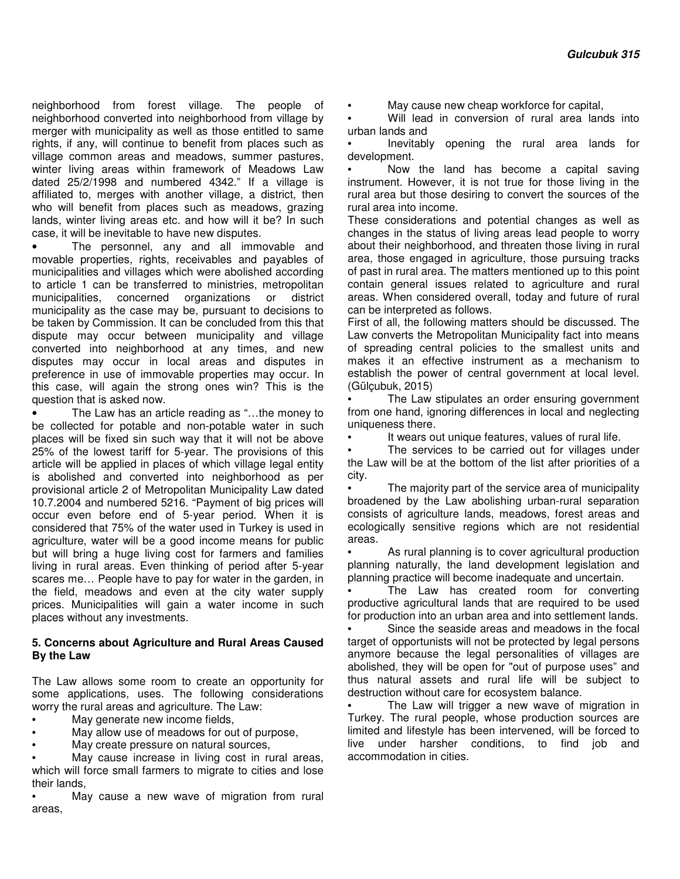neighborhood from forest village. The people of neighborhood converted into neighborhood from village by merger with municipality as well as those entitled to same rights, if any, will continue to benefit from places such as village common areas and meadows, summer pastures, winter living areas within framework of Meadows Law dated 25/2/1998 and numbered 4342." If a village is affiliated to, merges with another village, a district, then who will benefit from places such as meadows, grazing lands, winter living areas etc. and how will it be? In such case, it will be inevitable to have new disputes.

- The personnel, any and all immovable and movable properties, rights, receivables and payables of municipalities and villages which were abolished according to article 1 can be transferred to ministries, metropolitan municipalities, concerned organizations or district municipality as the case may be, pursuant to decisions to be taken by Commission. It can be concluded from this that dispute may occur between municipality and village converted into neighborhood at any times, and new disputes may occur in local areas and disputes in preference in use of immovable properties may occur. In this case, will again the strong ones win? This is the question that is asked now.
- The Law has an article reading as "…the money to be collected for potable and non-potable water in such places will be fixed sin such way that it will not be above 25% of the lowest tariff for 5-year. The provisions of this article will be applied in places of which village legal entity is abolished and converted into neighborhood as per provisional article 2 of Metropolitan Municipality Law dated 10.7.2004 and numbered 5216. "Payment of big prices will occur even before end of 5-year period. When it is considered that 75% of the water used in Turkey is used in agriculture, water will be a good income means for public but will bring a huge living cost for farmers and families living in rural areas. Even thinking of period after 5-year scares me… People have to pay for water in the garden, in the field, meadows and even at the city water supply prices. Municipalities will gain a water income in such places without any investments.

**5. Concerns about Agriculture and Rural Areas Caused By the Law**

The Law allows some room to create an opportunity for some applications, uses. The following considerations worry the rural areas and agriculture. The Law:

- May generate new income fields,
- May allow use of meadows for out of purpose,
- May create pressure on natural sources,
- May cause increase in living cost in rural areas, which will force small farmers to migrate to cities and lose their lands,
- May cause a new wave of migration from rural areas,
- May cause new cheap workforce for capital,
- Will lead in conversion of rural area lands into urban lands and
- Inevitably opening the rural area lands for development.
- Now the land has become a capital saving instrument. However, it is not true for those living in the rural area but those desiring to convert the sources of the rural area into income.

These considerations and potential changes as well as changes in the status of living areas lead people to worry about their neighborhood, and threaten those living in rural area, those engaged in agriculture, those pursuing tracks of past in rural area. The matters mentioned up to this point contain general issues related to agriculture and rural areas. When considered overall, today and future of rural can be interpreted as follows.

First of all, the following matters should be discussed. The Law converts the Metropolitan Municipality fact into means of spreading central policies to the smallest units and makes it an effective instrument as a mechanism to establish the power of central government at local level. (Gülçubuk, 2015)

- The Law stipulates an order ensuring government from one hand, ignoring differences in local and neglecting uniqueness there.
- It wears out unique features, values of rural life.
- The services to be carried out for villages under the Law will be at the bottom of the list after priorities of a city.
- The majority part of the service area of municipality broadened by the Law abolishing urban-rural separation consists of agriculture lands, meadows, forest areas and ecologically sensitive regions which are not residential areas.
- As rural planning is to cover agricultural production planning naturally, the land development legislation and planning practice will become inadequate and uncertain.
- The Law has created room for converting productive agricultural lands that are required to be used for production into an urban area and into settlement lands.
- Since the seaside areas and meadows in the focal target of opportunists will not be protected by legal persons anymore because the legal personalities of villages are abolished, they will be open for "out of purpose uses" and thus natural assets and rural life will be subject to destruction without care for ecosystem balance.
- The Law will trigger a new wave of migration in Turkey. The rural people, whose production sources are limited and lifestyle has been intervened, will be forced to live under harsher conditions, to find job and accommodation in cities.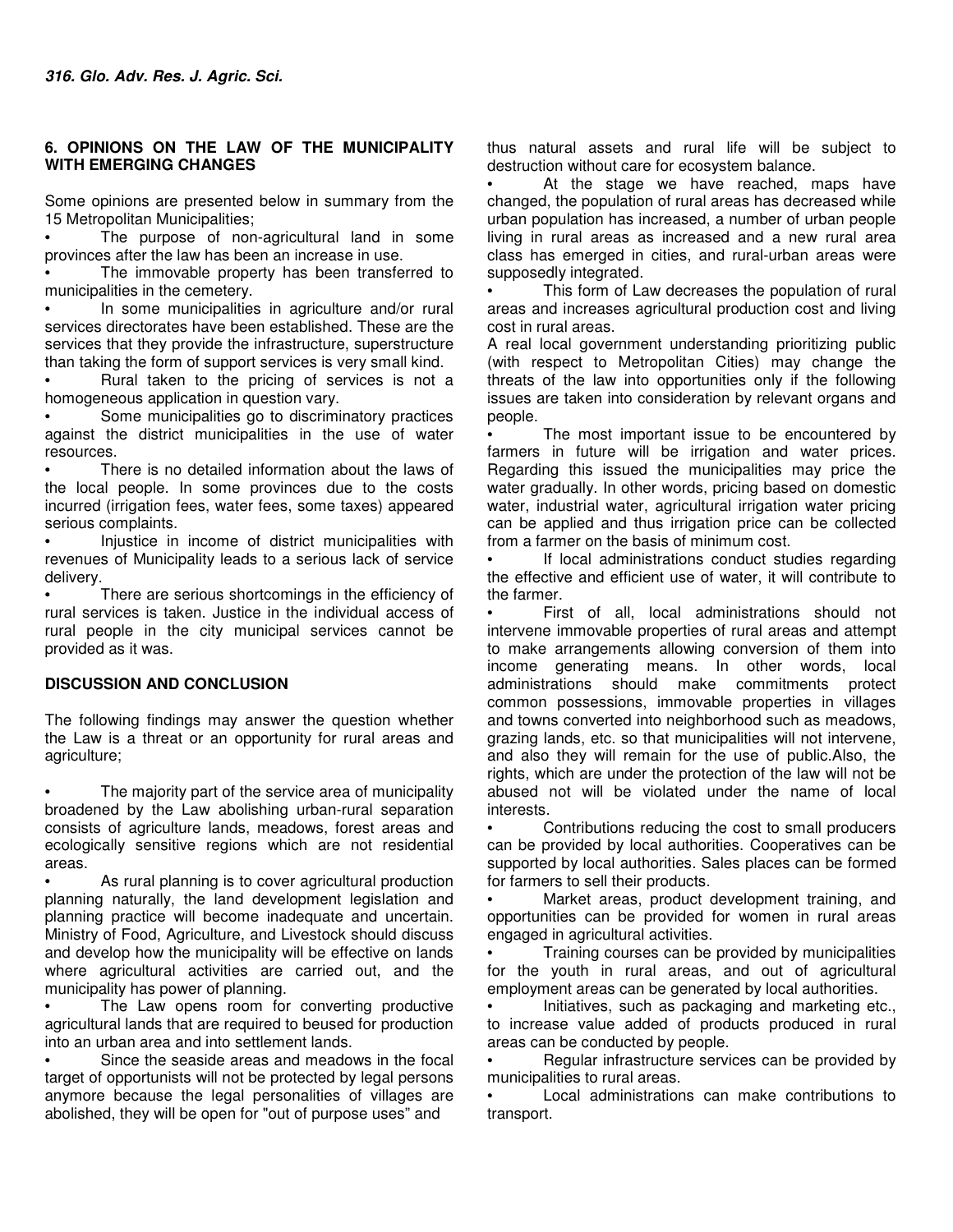## 6. OPINIONS ON THE LAW OF THE MUNICIPALITY WITH EMERGING CHANGES

Some opinions are presented below in summary from the 15 Metropolitan Municipalities;

- The purpose of non-agricultural land in some provinces after the law has been an increase in use.
- The immovable property has been transferred to municipalities in the cemetery.
- In some municipalities in agriculture and/or rural services directorates have been established. These are the services that they provide the infrastructure, superstructure than taking the form of support services is very small kind.
- Rural taken to the pricing of services is not a homogeneous application in question vary.
- Some municipalities go to discriminatory practices against the district municipalities in the use of water resources.
- There is no detailed information about the laws of the local people. In some provinces due to the costs incurred (irrigation fees, water fees, some taxes) appeared serious complaints.
- Injustice in income of district municipalities with revenues of Municipality leads to a serious lack of service delivery.
- There are serious shortcomings in the efficiency of rural services is taken. Justice in the individual access of rural people in the city municipal services cannot be provided as it was.

## DISCUSSION AND CONCLUSION

The following findings may answer the question whether the Law is a threat or an opportunity for rural areas and agriculture;

- The majority part of the service area of municipality broadened by the Law abolishing urban-rural separation consists of agriculture lands, meadows, forest areas and ecologically sensitive regions which are not residential areas.
- As rural planning is to cover agricultural production planning naturally, the land development legislation and planning practice will become inadequate and uncertain. Ministry of Food, Agriculture, and Livestock should discuss and develop how the municipality will be effective on lands where agricultural activities are carried out, and the municipality has power of planning.
- The Law opens room for converting productive agricultural lands that are required to beused for production into an urban area and into settlement lands.
- Since the seaside areas and meadows in the focal target of opportunists will not be protected by legal persons anymore because the legal personalities of villages are abolished, they will be open for "out of purpose uses" and thus natural assets and rural life will be subject to destruction without care for ecosystem balance.
- At the stage we have reached, maps have changed, the population of rural areas has decreased while urban population has increased, a number of urban people living in rural areas as increased and a new rural area class has emerged in cities, and rural-urban areas were supposedly integrated.
- This form of Law decreases the population of rural areas and increases agricultural production cost and living cost in rural areas.

A real local government understanding prioritizing public (with respect to Metropolitan Cities) may change the threats of the law into opportunities only if the following issues are taken into consideration by relevant organs and people.

- The most important issue to be encountered by farmers in future will be irrigation and water prices. Regarding this issued the municipalities may price the water gradually. In other words, pricing based on domestic water, industrial water, agricultural irrigation water pricing can be applied and thus irrigation price can be collected from a farmer on the basis of minimum cost.
- If local administrations conduct studies regarding the effective and efficient use of water, it will contribute to the farmer.
- First of all, local administrations should not intervene immovable properties of rural areas and attempt to make arrangements allowing conversion of them into income generating means. In other words, local administrations should make commitments protect common possessions, immovable properties in villages and towns converted into neighborhood such as meadows, grazing lands, etc. so that municipalities will not intervene, and also they will remain for the use of public.Also, the rights, which are under the protection of the law will not be abused not will be violated under the name of local interests.
- Contributions reducing the cost to small producers can be provided by local authorities. Cooperatives can be supported by local authorities. Sales places can be formed for farmers to sell their products.
- Market areas, product development training, and opportunities can be provided for women in rural areas engaged in agricultural activities.
- Training courses can be provided by municipalities for the youth in rural areas, and out of agricultural employment areas can be generated by local authorities.
- Initiatives, such as packaging and marketing etc., to increase value added of products produced in rural areas can be conducted by people.
- Regular infrastructure services can be provided by municipalities to rural areas.
- Local administrations can make contributions to transport.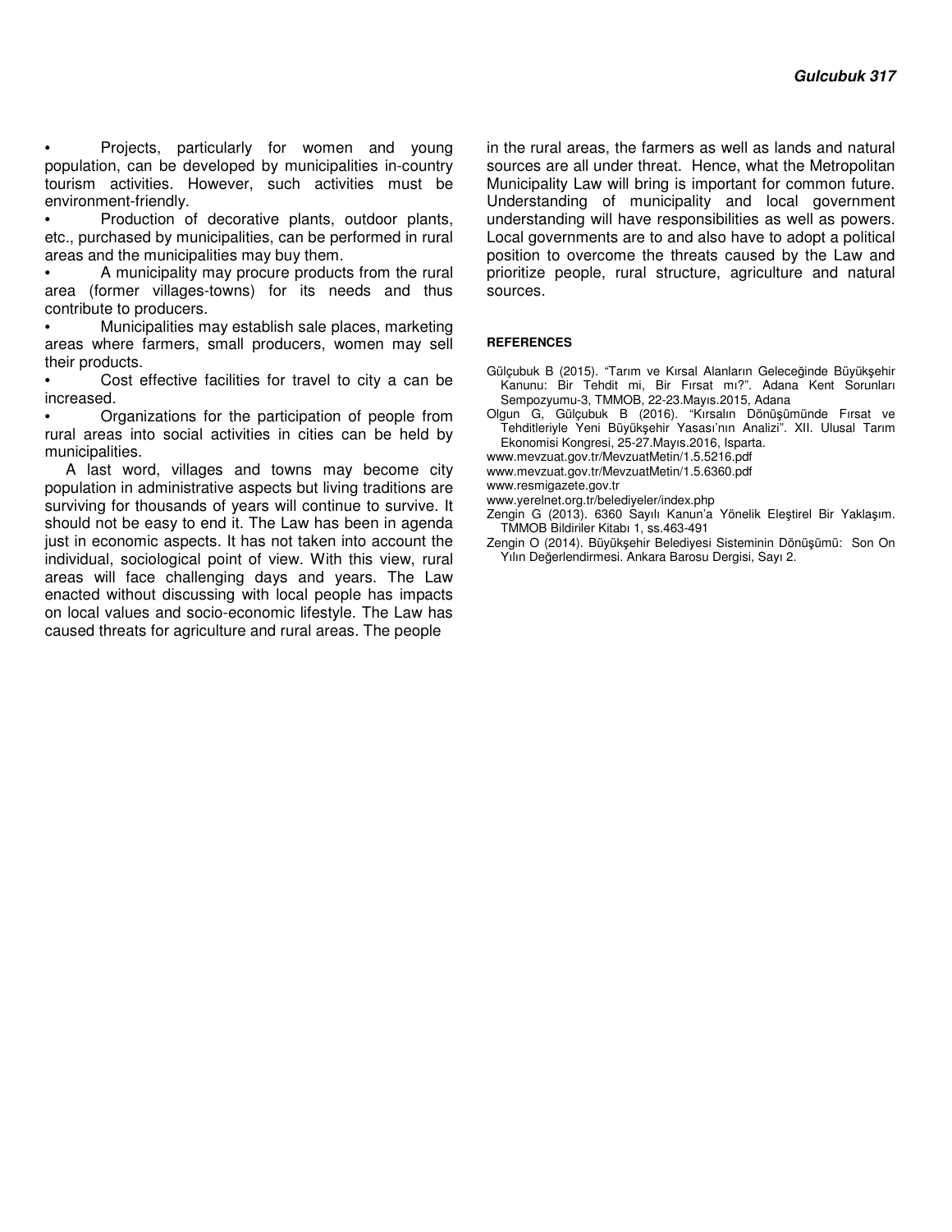- Projects, particularly for women and young population, can be developed by municipalities in-country tourism activities. However, such activities must be environment-friendly.
- Production of decorative plants, outdoor plants, etc., purchased by municipalities, can be performed in rural areas and the municipalities may buy them.
- A municipality may procure products from the rural area (former villages-towns) for its needs and thus contribute to producers.
- Municipalities may establish sale places, marketing areas where farmers, small producers, women may sell their products.
- Cost effective facilities for travel to city a can be increased.
- Organizations for the participation of people from rural areas into social activities in cities can be held by municipalities.

A last word, villages and towns may become city population in administrative aspects but living traditions are surviving for thousands of years will continue to survive. It should not be easy to end it. The Law has been in agenda just in economic aspects. It has not taken into account the individual, sociological point of view. With this view, rural areas will face challenging days and years. The Law enacted without discussing with local people has impacts on local values and socio-economic lifestyle. The Law has caused threats for agriculture and rural areas. The people in the rural areas, the farmers as well as lands and natural sources are all under threat. Hence, what the Metropolitan Municipality Law will bring is important for common future. Understanding of municipality and local government understanding will have responsibilities as well as powers. Local governments are to and also have to adopt a political position to overcome the threats caused by the Law and prioritize people, rural structure, agriculture and natural sources.

## REFERENCES

Gülçubuk B (2015). "Tarım ve Kırsal Alanların Geleceğinde Büyükşehir Kanunu: Bir Tehdit mi, Bir Fırsat mı?". Adana Kent Sorunları Sempozyumu-3, TMMOB, 22-23.Mayıs.2015, Adana

Olgun G, Gülçubuk B (2016). "Kırsalın Dönüşümünde Fırsat ve Tehditleriyle Yeni Büyükşehir Yasası'nın Analizi". XII. Ulusal Tarım Ekonomisi Kongresi, 25-27.Mayıs.2016, Isparta.

www.mevzuat.gov.tr/MevzuatMetin/1.5.5216.pdf

www.mevzuat.gov.tr/MevzuatMetin/1.5.6360.pdf

www.resmigazete.gov.tr

www.yerelnet.org.tr/belediyeler/index.php

Zengin G (2013). 6360 Sayılı Kanun'a Yönelik Eleştirel Bir Yaklaşım. TMMOB Bildiriler Kitabı 1, ss.463-491

Zengin O (2014). Büyükşehir Belediyesi Sisteminin Dönüşümü: Son On Yılın Değerlendirmesi. Ankara Barosu Dergisi, Sayı 2.